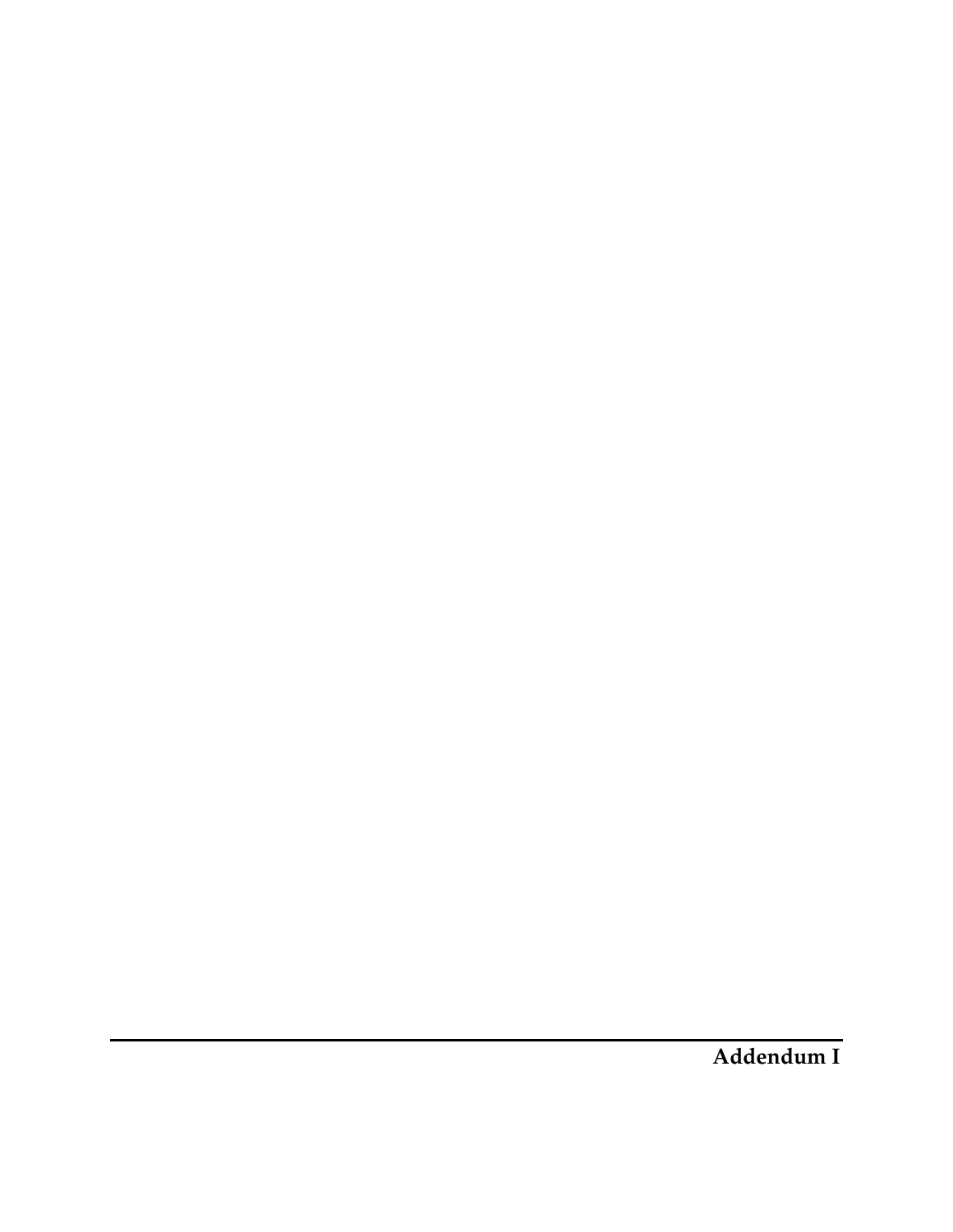# Addendum I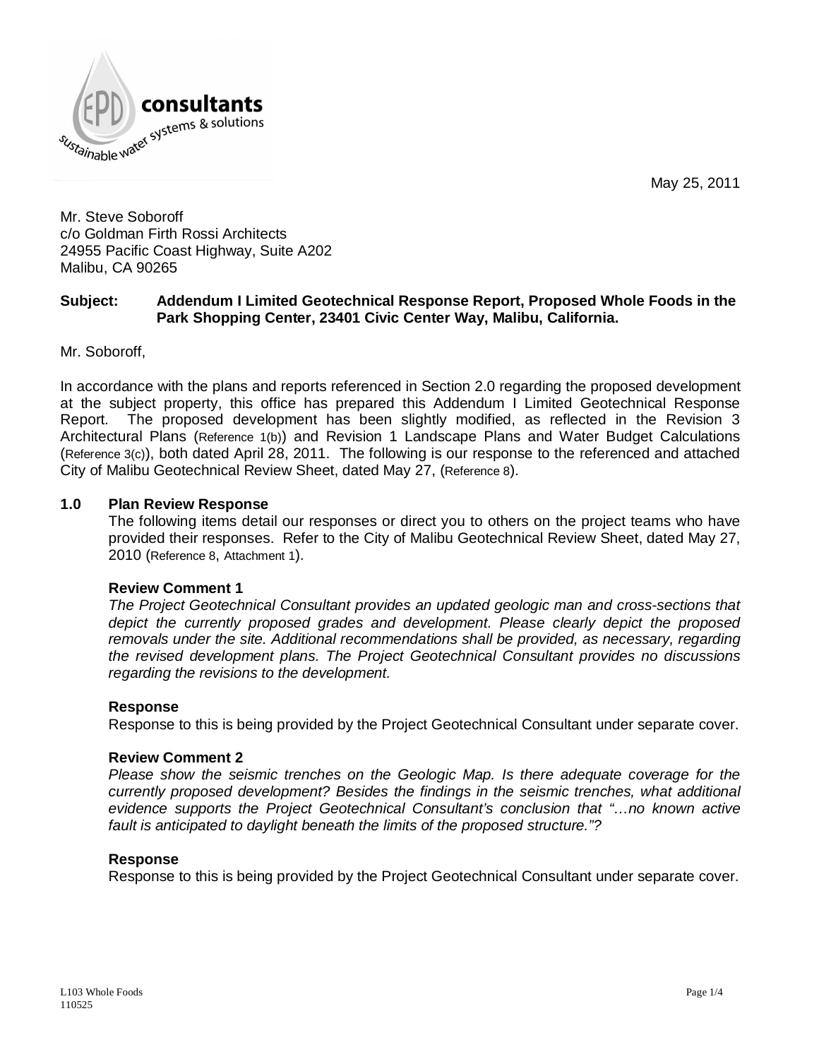May 25, 2011

Mr. Steve Soboroff
c/o Goldman Firth Rossi Architects
24955 Pacific Coast Highway, Suite A202
Malibu, CA 90265

**Subject: Addendum I Limited Geotechnical Response Report, Proposed Whole Foods in the Park Shopping Center, 23401 Civic Center Way, Malibu, California.**

Mr. Soboroff,

In accordance with the plans and reports referenced in Section 2.0 regarding the proposed development at the subject property, this office has prepared this Addendum I Limited Geotechnical Response Report. The proposed development has been slightly modified, as reflected in the Revision 3 Architectural Plans (Reference 1(b)) and Revision 1 Landscape Plans and Water Budget Calculations (Reference 3(c)), both dated April 28, 2011. The following is our response to the referenced and attached City of Malibu Geotechnical Review Sheet, dated May 27, (Reference 8).

## 1.0 Plan Review Response

The following items detail our responses or direct you to others on the project teams who have provided their responses. Refer to the City of Malibu Geotechnical Review Sheet, dated May 27, 2010 (Reference 8, Attachment 1).

### Review Comment 1

*The Project Geotechnical Consultant provides an updated geologic man and cross-sections that depict the currently proposed grades and development. Please clearly depict the proposed removals under the site. Additional recommendations shall be provided, as necessary, regarding the revised development plans. The Project Geotechnical Consultant provides no discussions regarding the revisions to the development.*

### Response

Response to this is being provided by the Project Geotechnical Consultant under separate cover.

### Review Comment 2

*Please show the seismic trenches on the Geologic Map. Is there adequate coverage for the currently proposed development? Besides the findings in the seismic trenches, what additional evidence supports the Project Geotechnical Consultant's conclusion that "…no known active fault is anticipated to daylight beneath the limits of the proposed structure."?*

### Response

Response to this is being provided by the Project Geotechnical Consultant under separate cover.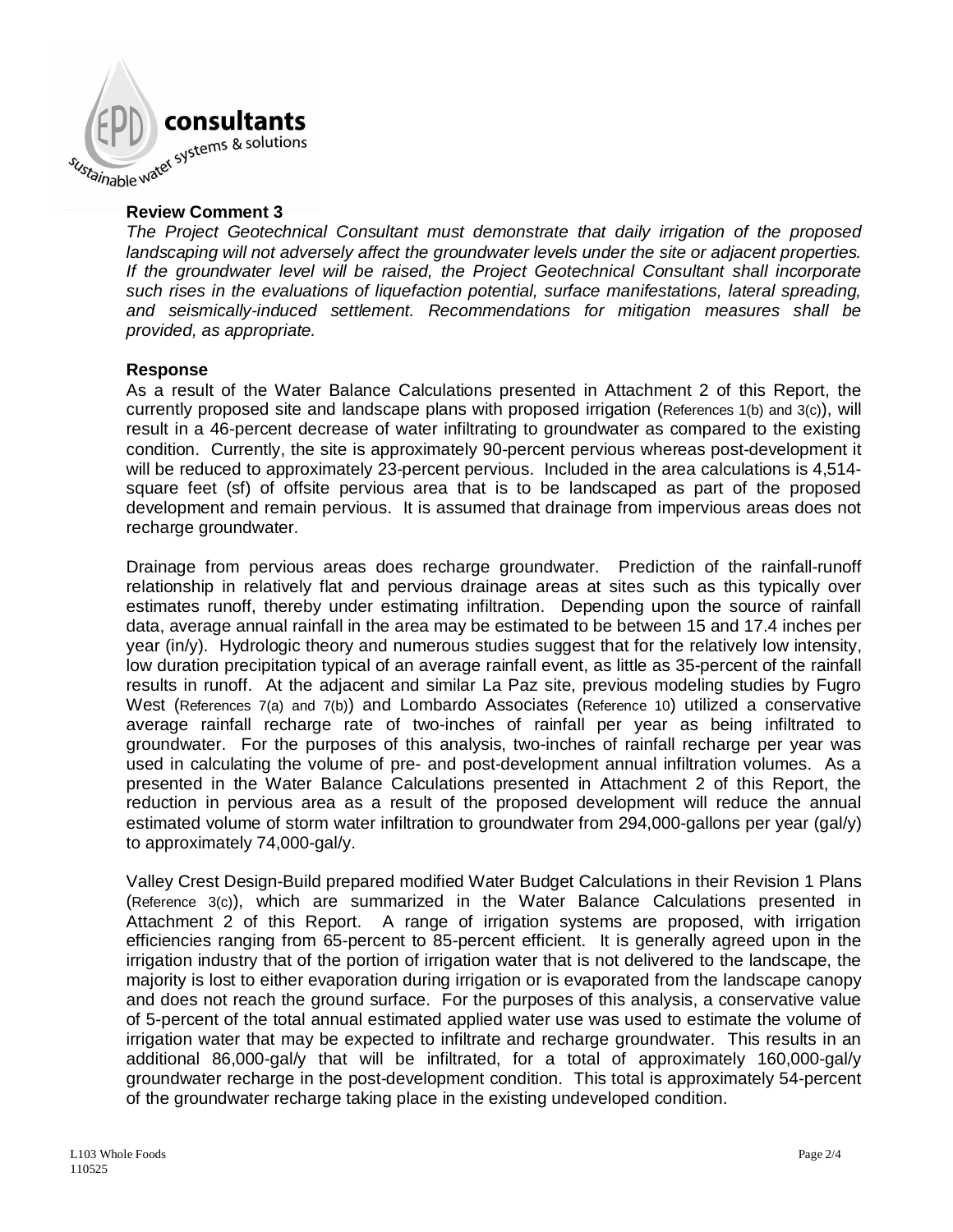**Review Comment 3**

*The Project Geotechnical Consultant must demonstrate that daily irrigation of the proposed landscaping will not adversely affect the groundwater levels under the site or adjacent properties. If the groundwater level will be raised, the Project Geotechnical Consultant shall incorporate such rises in the evaluations of liquefaction potential, surface manifestations, lateral spreading, and seismically-induced settlement. Recommendations for mitigation measures shall be provided, as appropriate.*

**Response**

As a result of the Water Balance Calculations presented in Attachment 2 of this Report, the currently proposed site and landscape plans with proposed irrigation (References 1(b) and 3(c)), will result in a 46-percent decrease of water infiltrating to groundwater as compared to the existing condition. Currently, the site is approximately 90-percent pervious whereas post-development it will be reduced to approximately 23-percent pervious. Included in the area calculations is 4,514-square feet (sf) of offsite pervious area that is to be landscaped as part of the proposed development and remain pervious. It is assumed that drainage from impervious areas does not recharge groundwater.

Drainage from pervious areas does recharge groundwater. Prediction of the rainfall-runoff relationship in relatively flat and pervious drainage areas at sites such as this typically over estimates runoff, thereby under estimating infiltration. Depending upon the source of rainfall data, average annual rainfall in the area may be estimated to be between 15 and 17.4 inches per year (in/y). Hydrologic theory and numerous studies suggest that for the relatively low intensity, low duration precipitation typical of an average rainfall event, as little as 35-percent of the rainfall results in runoff. At the adjacent and similar La Paz site, previous modeling studies by Fugro West (References 7(a) and 7(b)) and Lombardo Associates (Reference 10) utilized a conservative average rainfall recharge rate of two-inches of rainfall per year as being infiltrated to groundwater. For the purposes of this analysis, two-inches of rainfall recharge per year was used in calculating the volume of pre- and post-development annual infiltration volumes. As a presented in the Water Balance Calculations presented in Attachment 2 of this Report, the reduction in pervious area as a result of the proposed development will reduce the annual estimated volume of storm water infiltration to groundwater from 294,000-gallons per year (gal/y) to approximately 74,000-gal/y.

Valley Crest Design-Build prepared modified Water Budget Calculations in their Revision 1 Plans (Reference 3(c)), which are summarized in the Water Balance Calculations presented in Attachment 2 of this Report. A range of irrigation systems are proposed, with irrigation efficiencies ranging from 65-percent to 85-percent efficient. It is generally agreed upon in the irrigation industry that of the portion of irrigation water that is not delivered to the landscape, the majority is lost to either evaporation during irrigation or is evaporated from the landscape canopy and does not reach the ground surface. For the purposes of this analysis, a conservative value of 5-percent of the total annual estimated applied water use was used to estimate the volume of irrigation water that may be expected to infiltrate and recharge groundwater. This results in an additional 86,000-gal/y that will be infiltrated, for a total of approximately 160,000-gal/y groundwater recharge in the post-development condition. This total is approximately 54-percent of the groundwater recharge taking place in the existing undeveloped condition.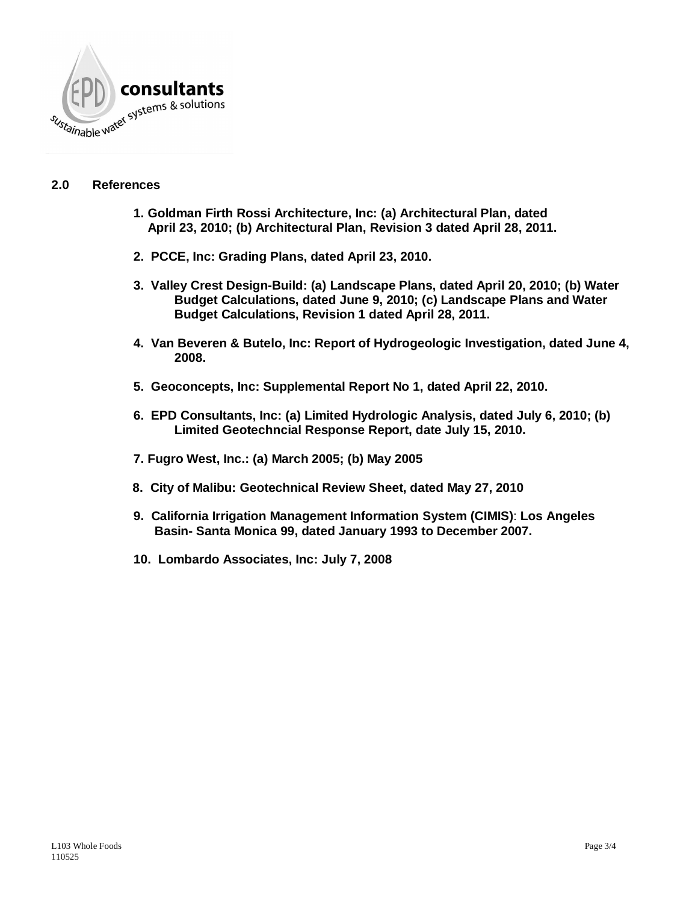## 2.0 References

1. **Goldman Firth Rossi Architecture, Inc: (a) Architectural Plan, dated April 23, 2010; (b) Architectural Plan, Revision 3 dated April 28, 2011.**

2. **PCCE, Inc: Grading Plans, dated April 23, 2010.**

3. **Valley Crest Design-Build: (a) Landscape Plans, dated April 20, 2010; (b) Water Budget Calculations, dated June 9, 2010; (c) Landscape Plans and Water Budget Calculations, Revision 1 dated April 28, 2011.**

4. **Van Beveren & Butelo, Inc: Report of Hydrogeologic Investigation, dated June 4, 2008.**

5. **Geoconcepts, Inc: Supplemental Report No 1, dated April 22, 2010.**

6. **EPD Consultants, Inc: (a) Limited Hydrologic Analysis, dated July 6, 2010; (b) Limited Geotechncial Response Report, date July 15, 2010.**

7. **Fugro West, Inc.: (a) March 2005; (b) May 2005**

8. **City of Malibu: Geotechnical Review Sheet, dated May 27, 2010**

9. **California Irrigation Management Information System (CIMIS): Los Angeles Basin- Santa Monica 99, dated January 1993 to December 2007.**

10. **Lombardo Associates, Inc: July 7, 2008**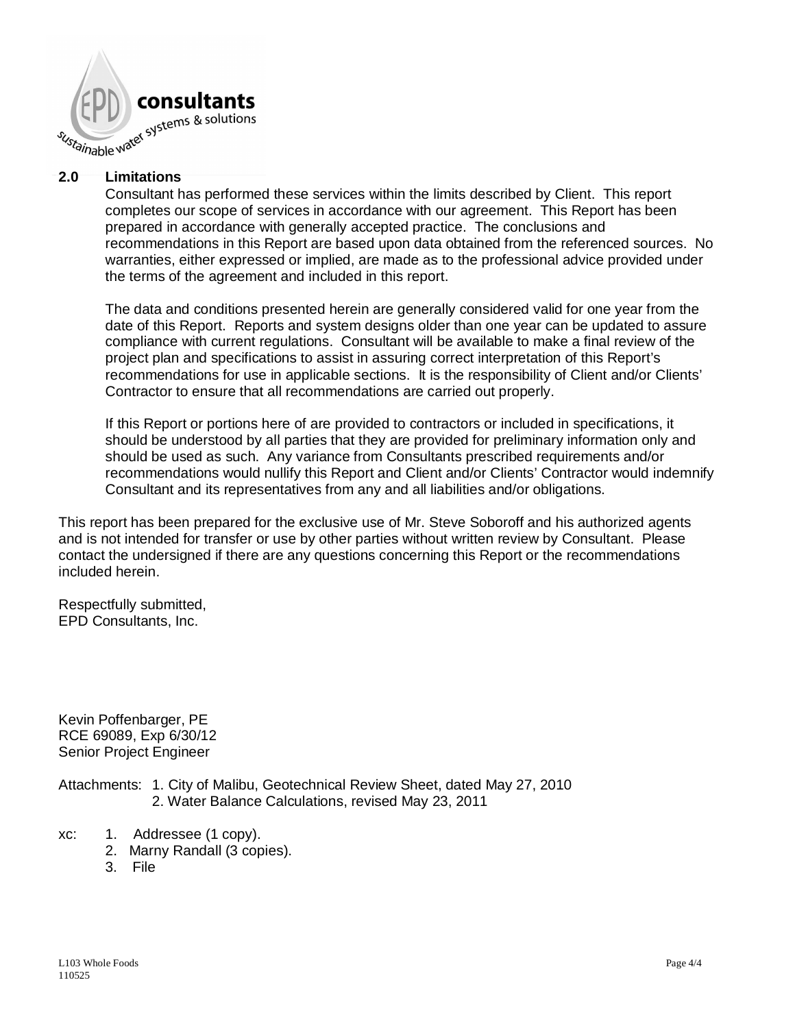## 2.0 Limitations

Consultant has performed these services within the limits described by Client. This report completes our scope of services in accordance with our agreement. This Report has been prepared in accordance with generally accepted practice. The conclusions and recommendations in this Report are based upon data obtained from the referenced sources. No warranties, either expressed or implied, are made as to the professional advice provided under the terms of the agreement and included in this report.

The data and conditions presented herein are generally considered valid for one year from the date of this Report. Reports and system designs older than one year can be updated to assure compliance with current regulations. Consultant will be available to make a final review of the project plan and specifications to assist in assuring correct interpretation of this Report's recommendations for use in applicable sections. It is the responsibility of Client and/or Clients' Contractor to ensure that all recommendations are carried out properly.

If this Report or portions here of are provided to contractors or included in specifications, it should be understood by all parties that they are provided for preliminary information only and should be used as such. Any variance from Consultants prescribed requirements and/or recommendations would nullify this Report and Client and/or Clients' Contractor would indemnify Consultant and its representatives from any and all liabilities and/or obligations.

This report has been prepared for the exclusive use of Mr. Steve Soboroff and his authorized agents and is not intended for transfer or use by other parties without written review by Consultant. Please contact the undersigned if there are any questions concerning this Report or the recommendations included herein.

Respectfully submitted,
EPD Consultants, Inc.

Kevin Poffenbarger, PE
RCE 69089, Exp 6/30/12
Senior Project Engineer

Attachments: 1. City of Malibu, Geotechnical Review Sheet, dated May 27, 2010
2. Water Balance Calculations, revised May 23, 2011

xc:
1. Addressee (1 copy).
2. Marny Randall (3 copies).
3. File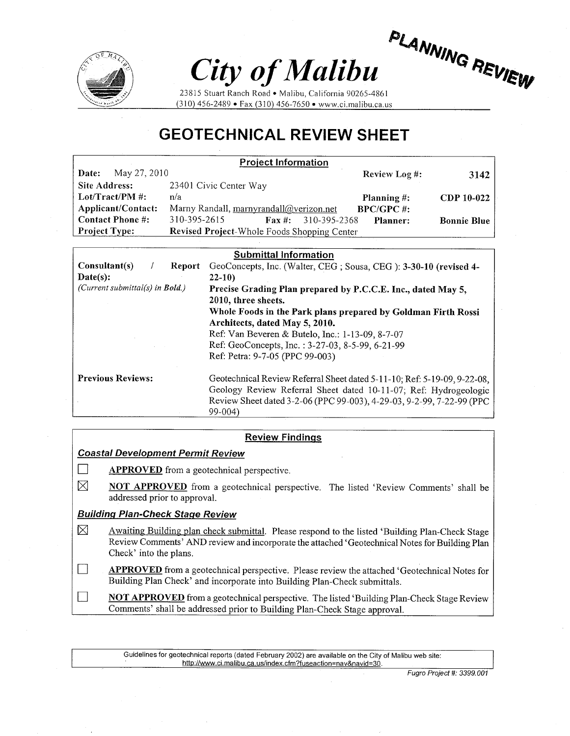PLANNING REVIEW

# City of Malibu

23815 Stuart Ranch Road • Malibu, California 90265-4861
(310) 456-2489 • Fax (310) 456-7650 • www.ci.malibu.ca.us

## GEOTECHNICAL REVIEW SHEET

### Project Information

| | | | | | |
|---|---|---|---|---|---|
| **Date:** | May 27, 2010 | | | **Review Log #:** | **3142** |
| **Site Address:** | 23401 Civic Center Way | | | | |
| **Lot/Tract/PM #:** | n/a | | | **Planning #:** | **CDP 10-022** |
| **Applicant/Contact:** | Marny Randall, marnyrandall@verizon.net | | | **BPC/GPC #:** | |
| **Contact Phone #:** | 310-395-2615 | **Fax #:** | 310-395-2368 | **Planner:** | **Bonnie Blue** |
| **Project Type:** | **Revised Project**-Whole Foods Shopping Center | | | | |

### Submittal Information

| | |
|---|---|
| **Consultant(s) / Report Date(s):** *(Current submittal(s) in Bold.)* | GeoConcepts, Inc. (Walter, CEG ; Sousa, CEG ): **3-30-10 (revised 4-22-10)**<br>**Precise Grading Plan prepared by P.C.C.E. Inc., dated May 5, 2010, three sheets.**<br>**Whole Foods in the Park plans prepared by Goldman Firth Rossi Architects, dated May 5, 2010.**<br>Ref: Van Beveren & Butelo, Inc.: 1-13-09, 8-7-07<br>Ref: GeoConcepts, Inc. : 3-27-03, 8-5-99, 6-21-99<br>Ref: Petra: 9-7-05 (PPC 99-003) |
| **Previous Reviews:** | Geotechnical Review Referral Sheet dated 5-11-10; Ref: 5-19-09, 9-22-08, Geology Review Referral Sheet dated 10-11-07; Ref: Hydrogeologic Review Sheet dated 3-2-06 (PPC 99-003), 4-29-03, 9-2-99, 7-22-99 (PPC 99-004) |

### Review Findings

***Coastal Development Permit Review***

☐ **APPROVED** from a geotechnical perspective.

☒ **NOT APPROVED** from a geotechnical perspective. The listed 'Review Comments' shall be addressed prior to approval.

***Building Plan-Check Stage Review***

☒ Awaiting Building plan check submittal. Please respond to the listed 'Building Plan-Check Stage Review Comments' AND review and incorporate the attached 'Geotechnical Notes for Building Plan Check' into the plans.

☐ **APPROVED** from a geotechnical perspective. Please review the attached 'Geotechnical Notes for Building Plan Check' and incorporate into Building Plan-Check submittals.

☐ **NOT APPROVED** from a geotechnical perspective. The listed 'Building Plan-Check Stage Review Comments' shall be addressed prior to Building Plan-Check Stage approval.

Guidelines for geotechnical reports (dated February 2002) are available on the City of Malibu web site: http://www.ci.malibu.ca.us/index.cfm?fuseaction=nav&navid=30.

*Fugro Project #: 3399.001*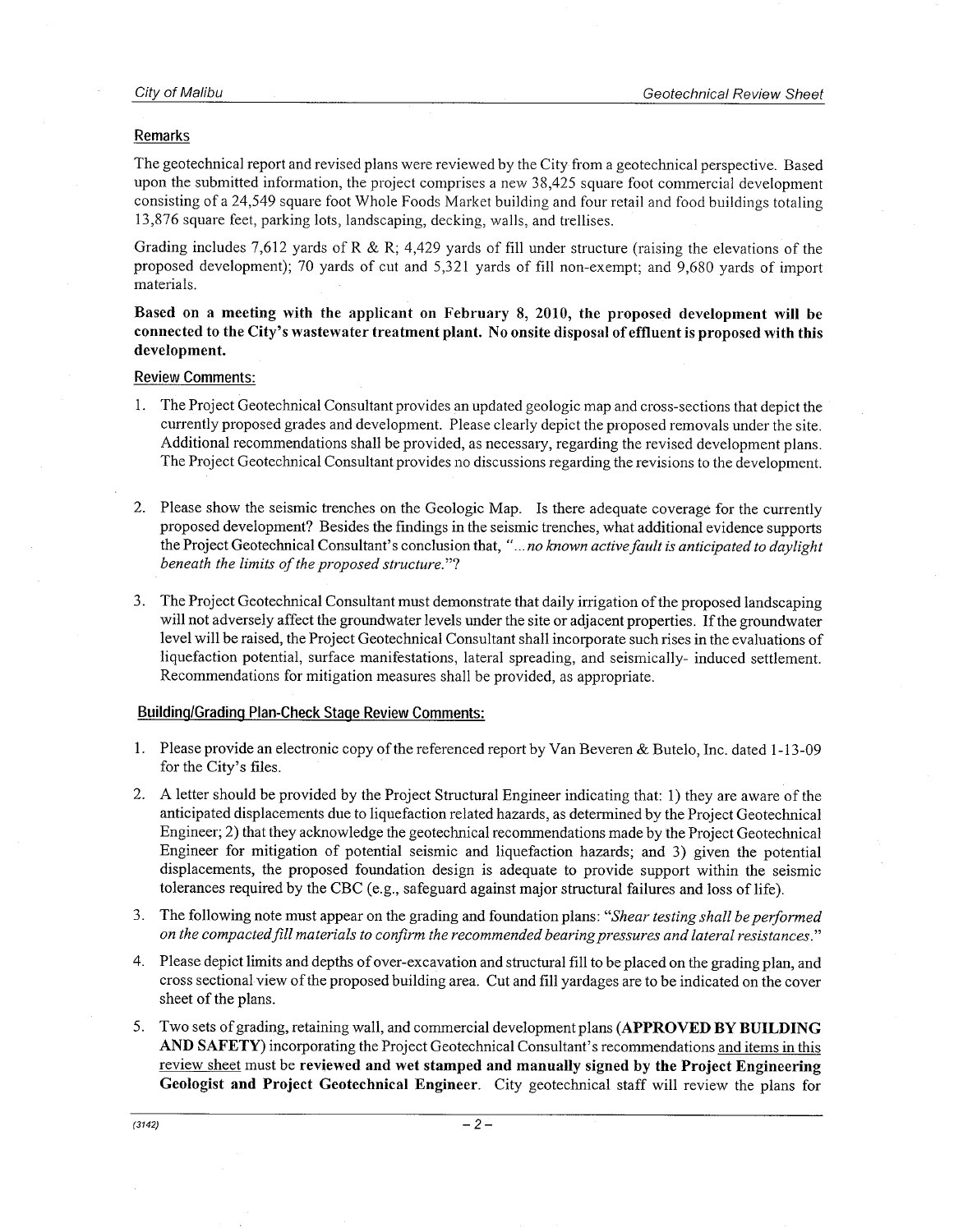## Remarks

The geotechnical report and revised plans were reviewed by the City from a geotechnical perspective. Based upon the submitted information, the project comprises a new 38,425 square foot commercial development consisting of a 24,549 square foot Whole Foods Market building and four retail and food buildings totaling 13,876 square feet, parking lots, landscaping, decking, walls, and trellises.

Grading includes 7,612 yards of R & R; 4,429 yards of fill under structure (raising the elevations of the proposed development); 70 yards of cut and 5,321 yards of fill non-exempt; and 9,680 yards of import materials.

**Based on a meeting with the applicant on February 8, 2010, the proposed development will be connected to the City's wastewater treatment plant. No onsite disposal of effluent is proposed with this development.**

### Review Comments:

1. The Project Geotechnical Consultant provides an updated geologic map and cross-sections that depict the currently proposed grades and development. Please clearly depict the proposed removals under the site. Additional recommendations shall be provided, as necessary, regarding the revised development plans. The Project Geotechnical Consultant provides no discussions regarding the revisions to the development.

2. Please show the seismic trenches on the Geologic Map. Is there adequate coverage for the currently proposed development? Besides the findings in the seismic trenches, what additional evidence supports the Project Geotechnical Consultant's conclusion that, *"...no known active fault is anticipated to daylight beneath the limits of the proposed structure."*?

3. The Project Geotechnical Consultant must demonstrate that daily irrigation of the proposed landscaping will not adversely affect the groundwater levels under the site or adjacent properties. If the groundwater level will be raised, the Project Geotechnical Consultant shall incorporate such rises in the evaluations of liquefaction potential, surface manifestations, lateral spreading, and seismically- induced settlement. Recommendations for mitigation measures shall be provided, as appropriate.

### Building/Grading Plan-Check Stage Review Comments:

1. Please provide an electronic copy of the referenced report by Van Beveren & Butelo, Inc. dated 1-13-09 for the City's files.

2. A letter should be provided by the Project Structural Engineer indicating that: 1) they are aware of the anticipated displacements due to liquefaction related hazards, as determined by the Project Geotechnical Engineer; 2) that they acknowledge the geotechnical recommendations made by the Project Geotechnical Engineer for mitigation of potential seismic and liquefaction hazards; and 3) given the potential displacements, the proposed foundation design is adequate to provide support within the seismic tolerances required by the CBC (e.g., safeguard against major structural failures and loss of life).

3. The following note must appear on the grading and foundation plans: *"Shear testing shall be performed on the compacted fill materials to confirm the recommended bearing pressures and lateral resistances."*

4. Please depict limits and depths of over-excavation and structural fill to be placed on the grading plan, and cross sectional view of the proposed building area. Cut and fill yardages are to be indicated on the cover sheet of the plans.

5. Two sets of grading, retaining wall, and commercial development plans (**APPROVED BY BUILDING AND SAFETY**) incorporating the Project Geotechnical Consultant's recommendations and items in this review sheet must be **reviewed and wet stamped and manually signed by the Project Engineering Geologist and Project Geotechnical Engineer**. City geotechnical staff will review the plans for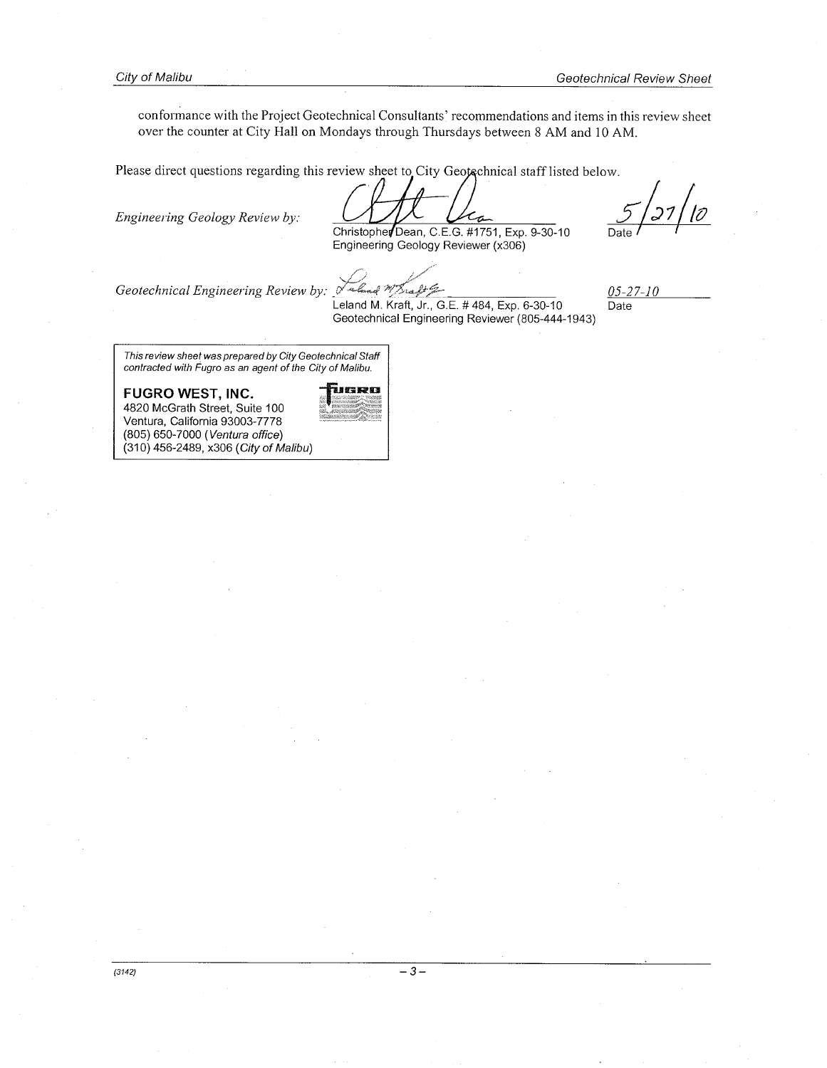conformance with the Project Geotechnical Consultants' recommendations and items in this review sheet over the counter at City Hall on Mondays through Thursdays between 8 AM and 10 AM.

Please direct questions regarding this review sheet to City Geotechnical staff listed below.

*Engineering Geology Review by:*

Christopher Dean, C.E.G. #1751, Exp. 9-30-10
Engineering Geology Reviewer (x306)

5/27/10
Date

*Geotechnical Engineering Review by:*

Leland M. Kraft, Jr., G.E. # 484, Exp. 6-30-10
Geotechnical Engineering Reviewer (805-444-1943)

*05-27-10*
Date

*This review sheet was prepared by City Geotechnical Staff contracted with Fugro as an agent of the City of Malibu.*

**FUGRO WEST, INC.**
4820 McGrath Street, Suite 100
Ventura, California 93003-7778
(805) 650-7000 (*Ventura office*)
(310) 456-2489, x306 (*City of Malibu*)

(3142)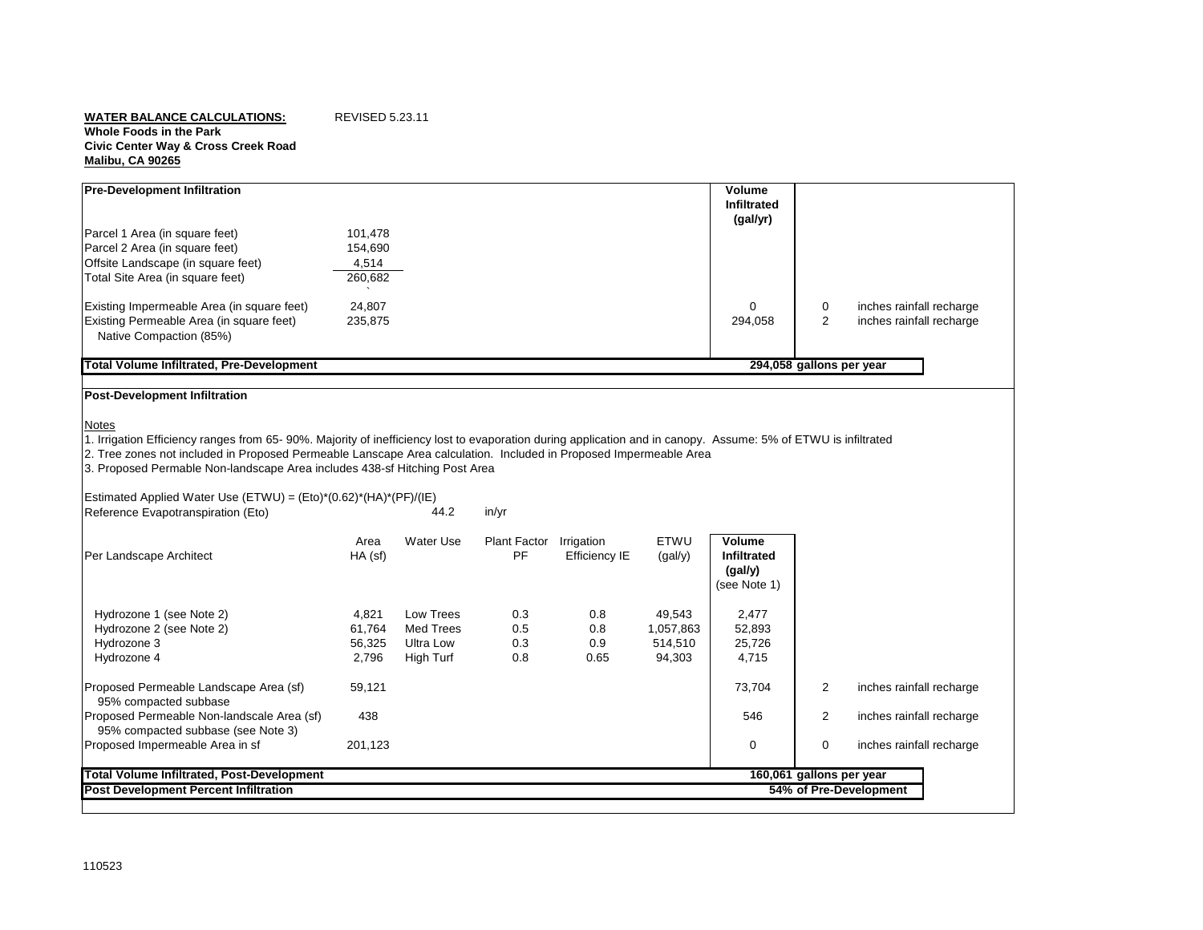**WATER BALANCE CALCULATIONS:** REVISED 5.23.11

**Whole Foods in the Park**
**Civic Center Way & Cross Creek Road**
**Malibu, CA 90265**

| **Pre-Development Infiltration** | | **Volume Infiltrated (gal/yr)** | | |
|---|---|---|---|---|
| Parcel 1 Area (in square feet) | 101,478 | | | |
| Parcel 2 Area (in square feet) | 154,690 | | | |
| Offsite Landscape (in square feet) | 4,514 | | | |
| Total Site Area (in square feet) | 260,682 | | | |
| Existing Impermeable Area (in square feet) | 24,807 | 0 | 0 | inches rainfall recharge |
| Existing Permeable Area (in square feet) Native Compaction (85%) | 235,875 | 294,058 | 2 | inches rainfall recharge |
| **Total Volume Infiltrated, Pre-Development** | | **294,058** | **gallons per year** | |

**Post-Development Infiltration**

Notes

1. Irrigation Efficiency ranges from 65- 90%. Majority of inefficiency lost to evaporation during application and in canopy. Assume: 5% of ETWU is infiltrated
2. Tree zones not included in Proposed Permeable Lanscape Area calculation. Included in Proposed Impermeable Area
3. Proposed Permable Non-landscape Area includes 438-sf Hitching Post Area

Estimated Applied Water Use (ETWU) = (Eto)*(0.62)*(HA)*(PF)/(IE)

Reference Evapotranspiration (Eto) 44.2 in/yr

| Per Landscape Architect | Area HA (sf) | Water Use | Plant Factor PF | Irrigation Efficiency IE | ETWU (gal/y) | **Volume Infiltrated (gal/y)** (see Note 1) | | |
|---|---|---|---|---|---|---|---|---|
| Hydrozone 1 (see Note 2) | 4,821 | Low Trees | 0.3 | 0.8 | 49,543 | 2,477 | | |
| Hydrozone 2 (see Note 2) | 61,764 | Med Trees | 0.5 | 0.8 | 1,057,863 | 52,893 | | |
| Hydrozone 3 | 56,325 | Ultra Low | 0.3 | 0.9 | 514,510 | 25,726 | | |
| Hydrozone 4 | 2,796 | High Turf | 0.8 | 0.65 | 94,303 | 4,715 | | |
| Proposed Permeable Landscape Area (sf) 95% compacted subbase | 59,121 | | | | | 73,704 | 2 | inches rainfall recharge |
| Proposed Permeable Non-landscale Area (sf) 95% compacted subbase (see Note 3) | 438 | | | | | 546 | 2 | inches rainfall recharge |
| Proposed Impermeable Area in sf | 201,123 | | | | | 0 | 0 | inches rainfall recharge |
| **Total Volume Infiltrated, Post-Development** | | | | | | **160,061** | **gallons per year** | |
| **Post Development Percent Infiltration** | | | | | | **54%** | **of Pre-Development** | |

110523